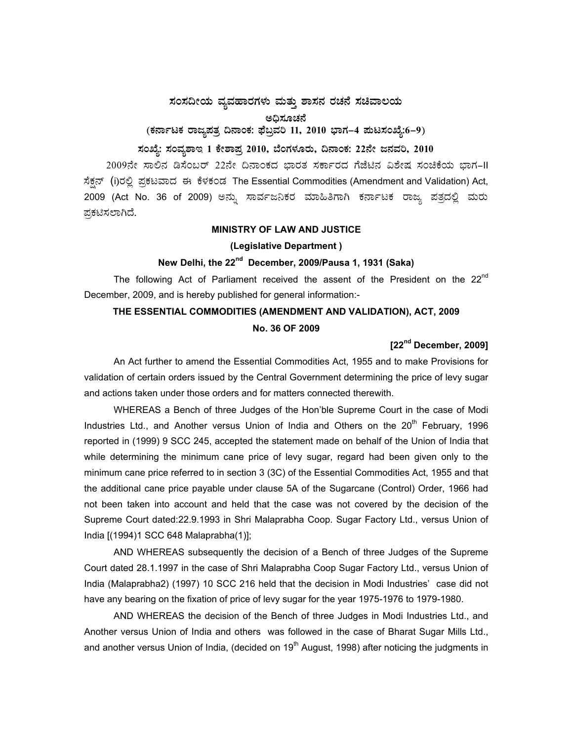# ಸಂಸದೀಯ ವ್ಯವಹಾರಗಳು ಮತ್ತು ಶಾಸನ ರಚನೆ ಸಚಿವಾಲಯ

## ಅಧಿಸೂಚನೆ

**(ಕರ್ನಾಟಕ ರಾಜ್ಯಪತ್ರ ದಿನಾಂಕ: ಫೆಬ್ರವರಿ 11, 2010 ಭಾಗ–4 ಪುಟಸಂಖ್ಯೆ:6–9)**

**ಸಂಖ್ಯೆ: ಸಂವ್ಯಶಾಇ 1 ಕೇಶಾಪ್ರ 2010, ಬೆಂಗಳೂರು, ದಿನಾಂಕ: 22ನೇ ಜನವರಿ, 2010**

2009ನೇ ಸಾಲಿನ ಡಿಸೆಂಬರ್ 22ನೇ ದಿನಾಂಕದ ಭಾರತ ಸರ್ಕಾರದ ಗೆಜೆಟಿನ ವಿಶೇಷ ಸಂಚಿಕೆಯ ಭಾಗ–II ಸೆಕ್ಷನ್ (i)ರಲ್ಲಿ ಪ್ರಕಟವಾದ ಈ ಕೆಳಕಂಡ The Essential Commodities (Amendment and Validation) Act, 2009 (Act No. 36 of 2009) ಅನ್ನು ಸಾರ್ವಜನಿಕರ ಮಾಹಿತಿಗಾಗಿ ಕರ್ನಾಟಕ ರಾಜ್ಯ ಪತ್ರದಲ್ಲಿ ಮರು ಪ್ರಕಟಿಸಲಾಗಿದೆ.

**MINISTRY OF LAW AND JUSTICE**

**(Legislative Department )**

**New Delhi, the 22nd December, 2009/Pausa 1, 1931 (Saka)**

The following Act of Parliament received the assent of the President on the 22nd December, 2009, and is hereby published for general information:-

**THE ESSENTIAL COMMODITIES (AMENDMENT AND VALIDATION), ACT, 2009**

**No. 36 OF 2009**

**[22nd December, 2009]**

An Act further to amend the Essential Commodities Act, 1955 and to make Provisions for validation of certain orders issued by the Central Government determining the price of levy sugar and actions taken under those orders and for matters connected therewith.

WHEREAS a Bench of three Judges of the Hon'ble Supreme Court in the case of Modi Industries Ltd., and Another versus Union of India and Others on the 20th February, 1996 reported in (1999) 9 SCC 245, accepted the statement made on behalf of the Union of India that while determining the minimum cane price of levy sugar, regard had been given only to the minimum cane price referred to in section 3 (3C) of the Essential Commodities Act, 1955 and that the additional cane price payable under clause 5A of the Sugarcane (Control) Order, 1966 had not been taken into account and held that the case was not covered by the decision of the Supreme Court dated:22.9.1993 in Shri Malaprabha Coop. Sugar Factory Ltd., versus Union of India [(1994)1 SCC 648 Malaprabha(1)];

AND WHEREAS subsequently the decision of a Bench of three Judges of the Supreme Court dated 28.1.1997 in the case of Shri Malaprabha Coop Sugar Factory Ltd., versus Union of India (Malaprabha2) (1997) 10 SCC 216 held that the decision in Modi Industries' case did not have any bearing on the fixation of price of levy sugar for the year 1975-1976 to 1979-1980.

AND WHEREAS the decision of the Bench of three Judges in Modi Industries Ltd., and Another versus Union of India and others was followed in the case of Bharat Sugar Mills Ltd., and another versus Union of India, (decided on 19th August, 1998) after noticing the judgments in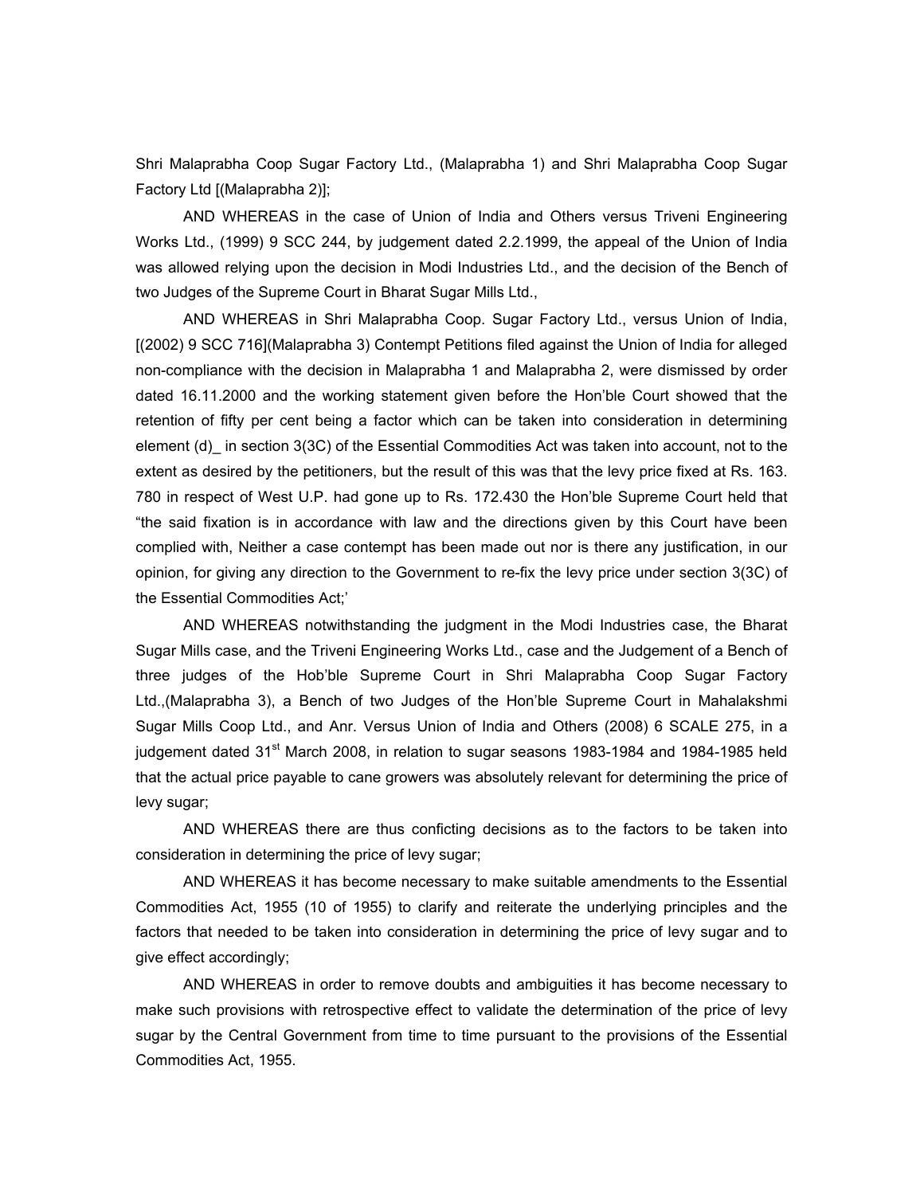Shri Malaprabha Coop Sugar Factory Ltd., (Malaprabha 1) and Shri Malaprabha Coop Sugar Factory Ltd [(Malaprabha 2)];

AND WHEREAS in the case of Union of India and Others versus Triveni Engineering Works Ltd., (1999) 9 SCC 244, by judgement dated 2.2.1999, the appeal of the Union of India was allowed relying upon the decision in Modi Industries Ltd., and the decision of the Bench of two Judges of the Supreme Court in Bharat Sugar Mills Ltd.,

AND WHEREAS in Shri Malaprabha Coop. Sugar Factory Ltd., versus Union of India, [(2002) 9 SCC 716](Malaprabha 3) Contempt Petitions filed against the Union of India for alleged non-compliance with the decision in Malaprabha 1 and Malaprabha 2, were dismissed by order dated 16.11.2000 and the working statement given before the Hon'ble Court showed that the retention of fifty per cent being a factor which can be taken into consideration in determining element (d)_ in section 3(3C) of the Essential Commodities Act was taken into account, not to the extent as desired by the petitioners, but the result of this was that the levy price fixed at Rs. 163. 780 in respect of West U.P. had gone up to Rs. 172.430 the Hon'ble Supreme Court held that "the said fixation is in accordance with law and the directions given by this Court have been complied with, Neither a case contempt has been made out nor is there any justification, in our opinion, for giving any direction to the Government to re-fix the levy price under section 3(3C) of the Essential Commodities Act;'

AND WHEREAS notwithstanding the judgment in the Modi Industries case, the Bharat Sugar Mills case, and the Triveni Engineering Works Ltd., case and the Judgement of a Bench of three judges of the Hob'ble Supreme Court in Shri Malaprabha Coop Sugar Factory Ltd.,(Malaprabha 3), a Bench of two Judges of the Hon'ble Supreme Court in Mahalakshmi Sugar Mills Coop Ltd., and Anr. Versus Union of India and Others (2008) 6 SCALE 275, in a judgement dated 31st March 2008, in relation to sugar seasons 1983-1984 and 1984-1985 held that the actual price payable to cane growers was absolutely relevant for determining the price of levy sugar;

AND WHEREAS there are thus conficting decisions as to the factors to be taken into consideration in determining the price of levy sugar;

AND WHEREAS it has become necessary to make suitable amendments to the Essential Commodities Act, 1955 (10 of 1955) to clarify and reiterate the underlying principles and the factors that needed to be taken into consideration in determining the price of levy sugar and to give effect accordingly;

AND WHEREAS in order to remove doubts and ambiguities it has become necessary to make such provisions with retrospective effect to validate the determination of the price of levy sugar by the Central Government from time to time pursuant to the provisions of the Essential Commodities Act, 1955.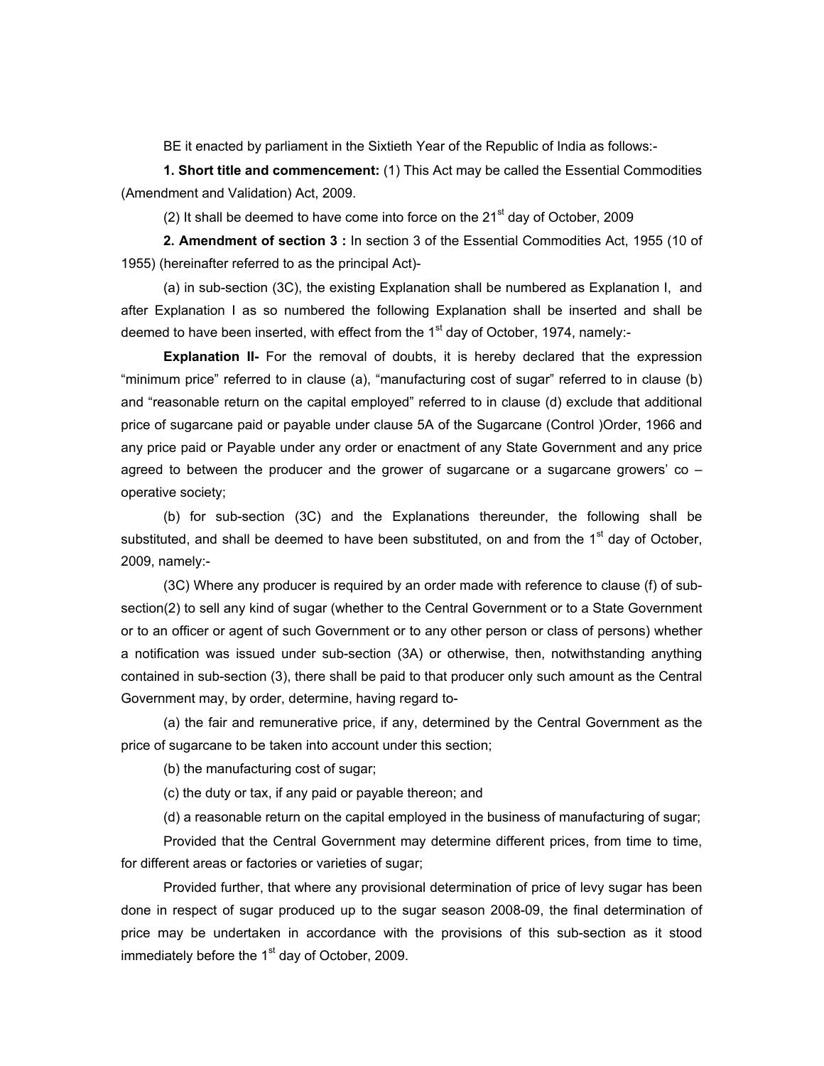BE it enacted by parliament in the Sixtieth Year of the Republic of India as follows:-

**1. Short title and commencement:** (1) This Act may be called the Essential Commodities (Amendment and Validation) Act, 2009.

(2) It shall be deemed to have come into force on the 21st day of October, 2009

**2. Amendment of section 3 :** In section 3 of the Essential Commodities Act, 1955 (10 of 1955) (hereinafter referred to as the principal Act)-

(a) in sub-section (3C), the existing Explanation shall be numbered as Explanation I, and after Explanation I as so numbered the following Explanation shall be inserted and shall be deemed to have been inserted, with effect from the 1st day of October, 1974, namely:-

**Explanation II-** For the removal of doubts, it is hereby declared that the expression "minimum price" referred to in clause (a), "manufacturing cost of sugar" referred to in clause (b) and "reasonable return on the capital employed" referred to in clause (d) exclude that additional price of sugarcane paid or payable under clause 5A of the Sugarcane (Control )Order, 1966 and any price paid or Payable under any order or enactment of any State Government and any price agreed to between the producer and the grower of sugarcane or a sugarcane growers' co – operative society;

(b) for sub-section (3C) and the Explanations thereunder, the following shall be substituted, and shall be deemed to have been substituted, on and from the 1st day of October, 2009, namely:-

(3C) Where any producer is required by an order made with reference to clause (f) of sub-section(2) to sell any kind of sugar (whether to the Central Government or to a State Government or to an officer or agent of such Government or to any other person or class of persons) whether a notification was issued under sub-section (3A) or otherwise, then, notwithstanding anything contained in sub-section (3), there shall be paid to that producer only such amount as the Central Government may, by order, determine, having regard to-

(a) the fair and remunerative price, if any, determined by the Central Government as the price of sugarcane to be taken into account under this section;

(b) the manufacturing cost of sugar;

(c) the duty or tax, if any paid or payable thereon; and

(d) a reasonable return on the capital employed in the business of manufacturing of sugar;

Provided that the Central Government may determine different prices, from time to time, for different areas or factories or varieties of sugar;

Provided further, that where any provisional determination of price of levy sugar has been done in respect of sugar produced up to the sugar season 2008-09, the final determination of price may be undertaken in accordance with the provisions of this sub-section as it stood immediately before the 1st day of October, 2009.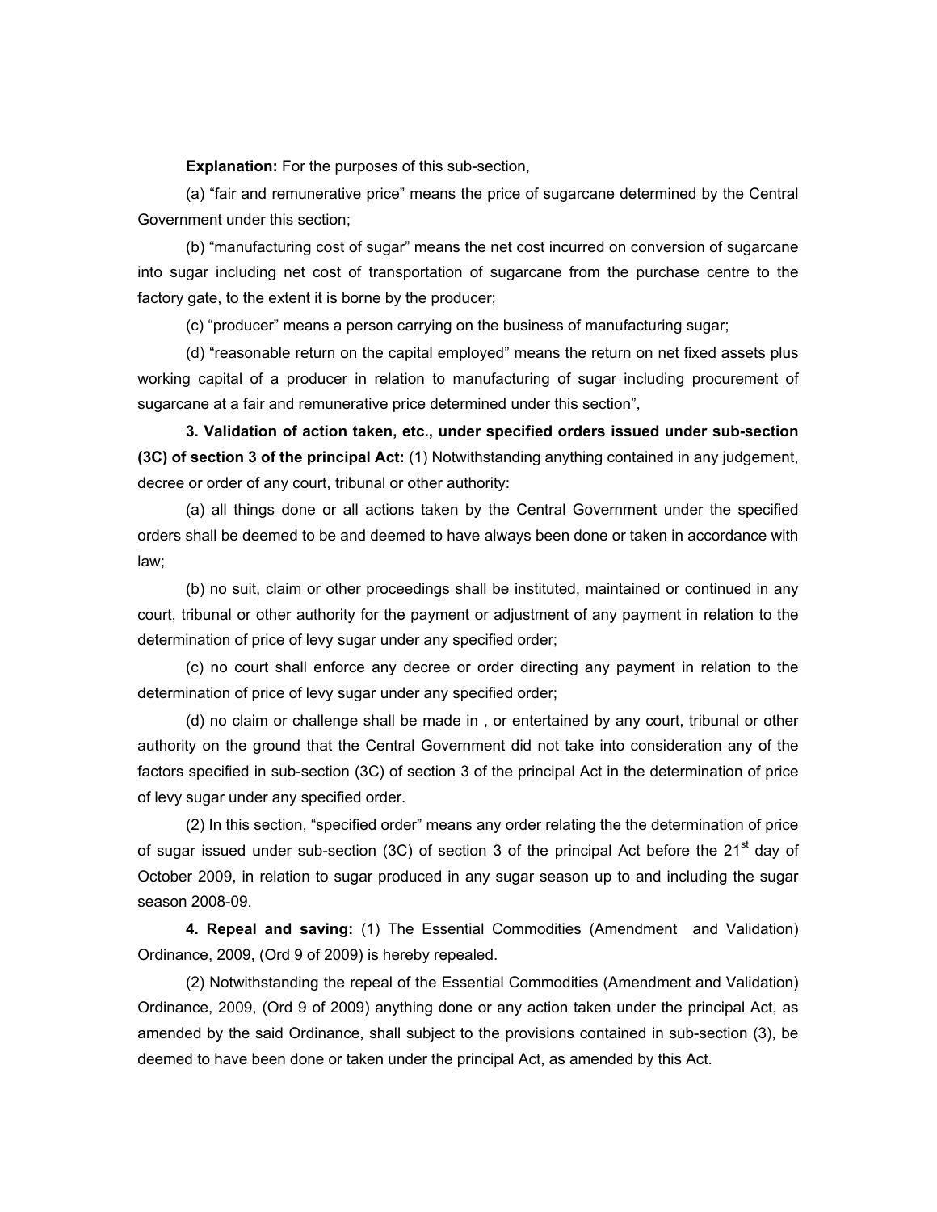**Explanation:** For the purposes of this sub-section,

(a) "fair and remunerative price" means the price of sugarcane determined by the Central Government under this section;

(b) "manufacturing cost of sugar" means the net cost incurred on conversion of sugarcane into sugar including net cost of transportation of sugarcane from the purchase centre to the factory gate, to the extent it is borne by the producer;

(c) "producer" means a person carrying on the business of manufacturing sugar;

(d) "reasonable return on the capital employed" means the return on net fixed assets plus working capital of a producer in relation to manufacturing of sugar including procurement of sugarcane at a fair and remunerative price determined under this section",

**3. Validation of action taken, etc., under specified orders issued under sub-section (3C) of section 3 of the principal Act:** (1) Notwithstanding anything contained in any judgement, decree or order of any court, tribunal or other authority:

(a) all things done or all actions taken by the Central Government under the specified orders shall be deemed to be and deemed to have always been done or taken in accordance with law;

(b) no suit, claim or other proceedings shall be instituted, maintained or continued in any court, tribunal or other authority for the payment or adjustment of any payment in relation to the determination of price of levy sugar under any specified order;

(c) no court shall enforce any decree or order directing any payment in relation to the determination of price of levy sugar under any specified order;

(d) no claim or challenge shall be made in , or entertained by any court, tribunal or other authority on the ground that the Central Government did not take into consideration any of the factors specified in sub-section (3C) of section 3 of the principal Act in the determination of price of levy sugar under any specified order.

(2) In this section, "specified order" means any order relating the the determination of price of sugar issued under sub-section (3C) of section 3 of the principal Act before the 21st day of October 2009, in relation to sugar produced in any sugar season up to and including the sugar season 2008-09.

**4. Repeal and saving:** (1) The Essential Commodities (Amendment and Validation) Ordinance, 2009, (Ord 9 of 2009) is hereby repealed.

(2) Notwithstanding the repeal of the Essential Commodities (Amendment and Validation) Ordinance, 2009, (Ord 9 of 2009) anything done or any action taken under the principal Act, as amended by the said Ordinance, shall subject to the provisions contained in sub-section (3), be deemed to have been done or taken under the principal Act, as amended by this Act.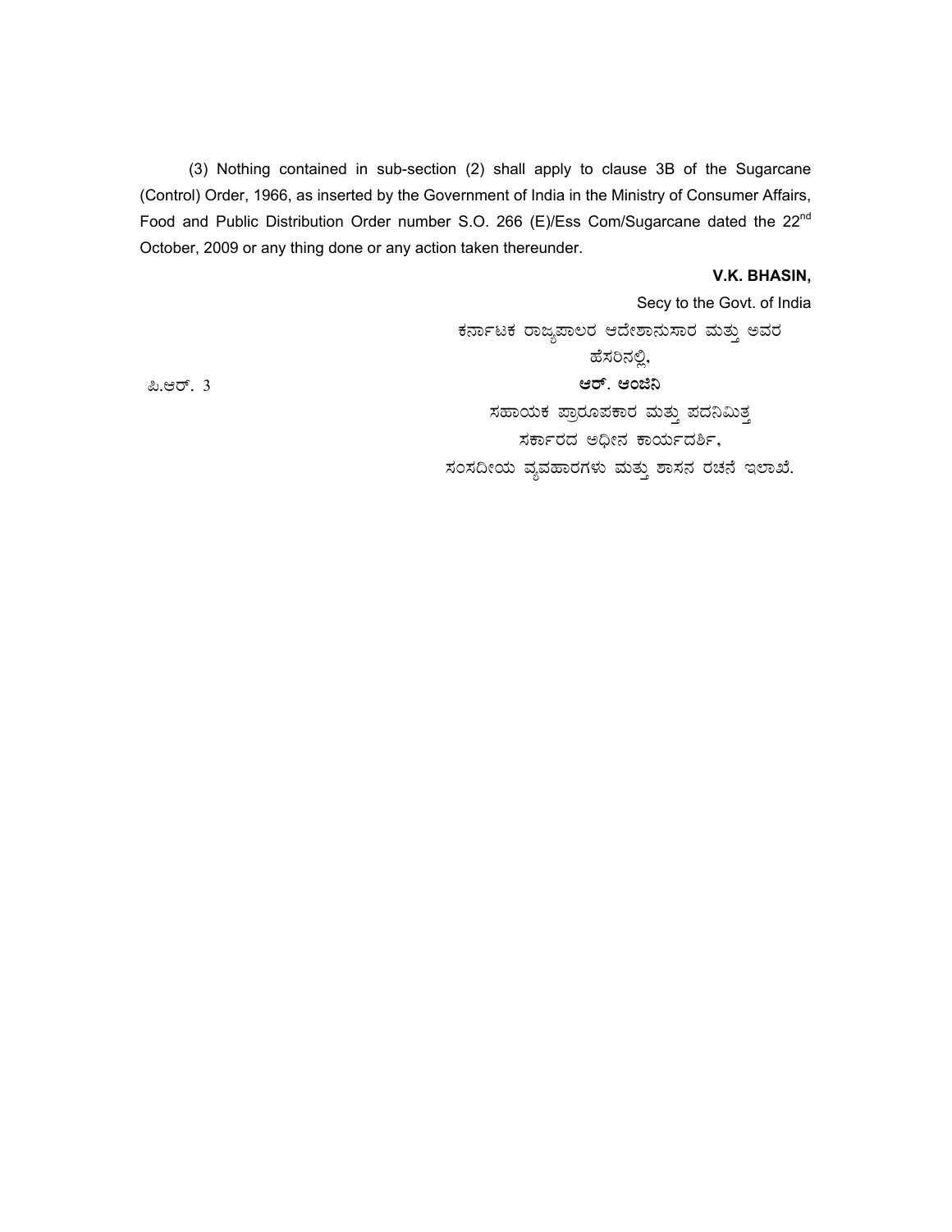(3) Nothing contained in sub-section (2) shall apply to clause 3B of the Sugarcane (Control) Order, 1966, as inserted by the Government of India in the Ministry of Consumer Affairs, Food and Public Distribution Order number S.O. 266 (E)/Ess Com/Sugarcane dated the 22nd October, 2009 or any thing done or any action taken thereunder.

**V.K. BHASIN,**

Secy to the Govt. of India

ಕರ್ನಾಟಕ ರಾಜ್ಯಪಾಲರ ಆದೇಶಾನುಸಾರ ಮತ್ತು ಅವರ ಹೆಸರಿನಲ್ಲಿ,

ಪಿ.ಆರ್. 3

**ಆರ್. ಆಂಜಿನಿ**

ಸಹಾಯಕ ಪ್ರಾರೂಪಕಾರ ಮತ್ತು ಪದನಿಮಿತ್ತ ಸರ್ಕಾರದ ಅಧೀನ ಕಾರ್ಯದರ್ಶಿ,

ಸಂಸದೀಯ ವ್ಯವಹಾರಗಳು ಮತ್ತು ಶಾಸನ ರಚನೆ ಇಲಾಖೆ.